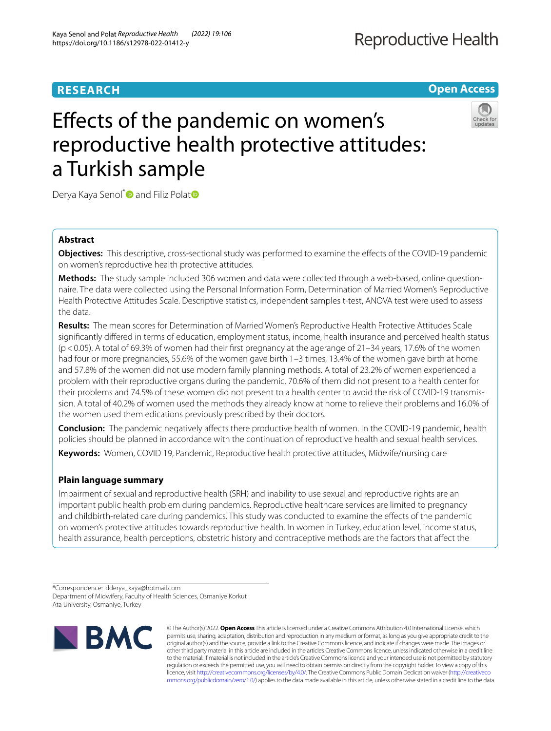RESEARCH

Open Access

# Effects of the pandemic on women's reproductive health protective attitudes: a Turkish sample

Derya Kaya Senol* and Filiz Polat

## Abstract

**Objectives:** This descriptive, cross-sectional study was performed to examine the effects of the COVID-19 pandemic on women's reproductive health protective attitudes.

**Methods:** The study sample included 306 women and data were collected through a web-based, online questionnaire. The data were collected using the Personal Information Form, Determination of Married Women's Reproductive Health Protective Attitudes Scale. Descriptive statistics, independent samples t-test, ANOVA test were used to assess the data.

**Results:** The mean scores for Determination of Married Women's Reproductive Health Protective Attitudes Scale significantly differed in terms of education, employment status, income, health insurance and perceived health status ($p<0.05$). A total of 69.3% of women had their first pregnancy at the agerange of 21–34 years, 17.6% of the women had four or more pregnancies, 55.6% of the women gave birth 1–3 times, 13.4% of the women gave birth at home and 57.8% of the women did not use modern family planning methods. A total of 23.2% of women experienced a problem with their reproductive organs during the pandemic, 70.6% of them did not present to a health center for their problems and 74.5% of these women did not present to a health center to avoid the risk of COVID-19 transmission. A total of 40.2% of women used the methods they already know at home to relieve their problems and 16.0% of the women used them edications previously prescribed by their doctors.

**Conclusion:** The pandemic negatively affects there productive health of women. In the COVID-19 pandemic, health policies should be planned in accordance with the continuation of reproductive health and sexual health services.

**Keywords:** Women, COVID 19, Pandemic, Reproductive health protective attitudes, Midwife/nursing care

## Plain language summary

Impairment of sexual and reproductive health (SRH) and inability to use sexual and reproductive rights are an important public health problem during pandemics. Reproductive healthcare services are limited to pregnancy and childbirth-related care during pandemics. This study was conducted to examine the effects of the pandemic on women's protective attitudes towards reproductive health. In women in Turkey, education level, income status, health assurance, health perceptions, obstetric history and contraceptive methods are the factors that affect the

*Correspondence: dderya_kaya@hotmail.com
Department of Midwifery, Faculty of Health Sciences, Osmaniye Korkut Ata University, Osmaniye, Turkey

© The Author(s) 2022. **Open Access** This article is licensed under a Creative Commons Attribution 4.0 International License, which permits use, sharing, adaptation, distribution and reproduction in any medium or format, as long as you give appropriate credit to the original author(s) and the source, provide a link to the Creative Commons licence, and indicate if changes were made. The images or other third party material in this article are included in the article's Creative Commons licence, unless indicated otherwise in a credit line to the material. If material is not included in the article's Creative Commons licence and your intended use is not permitted by statutory regulation or exceeds the permitted use, you will need to obtain permission directly from the copyright holder. To view a copy of this licence, visit http://creativecommons.org/licenses/by/4.0/. The Creative Commons Public Domain Dedication waiver (http://creativecommons.org/publicdomain/zero/1.0/) applies to the data made available in this article, unless otherwise stated in a credit line to the data.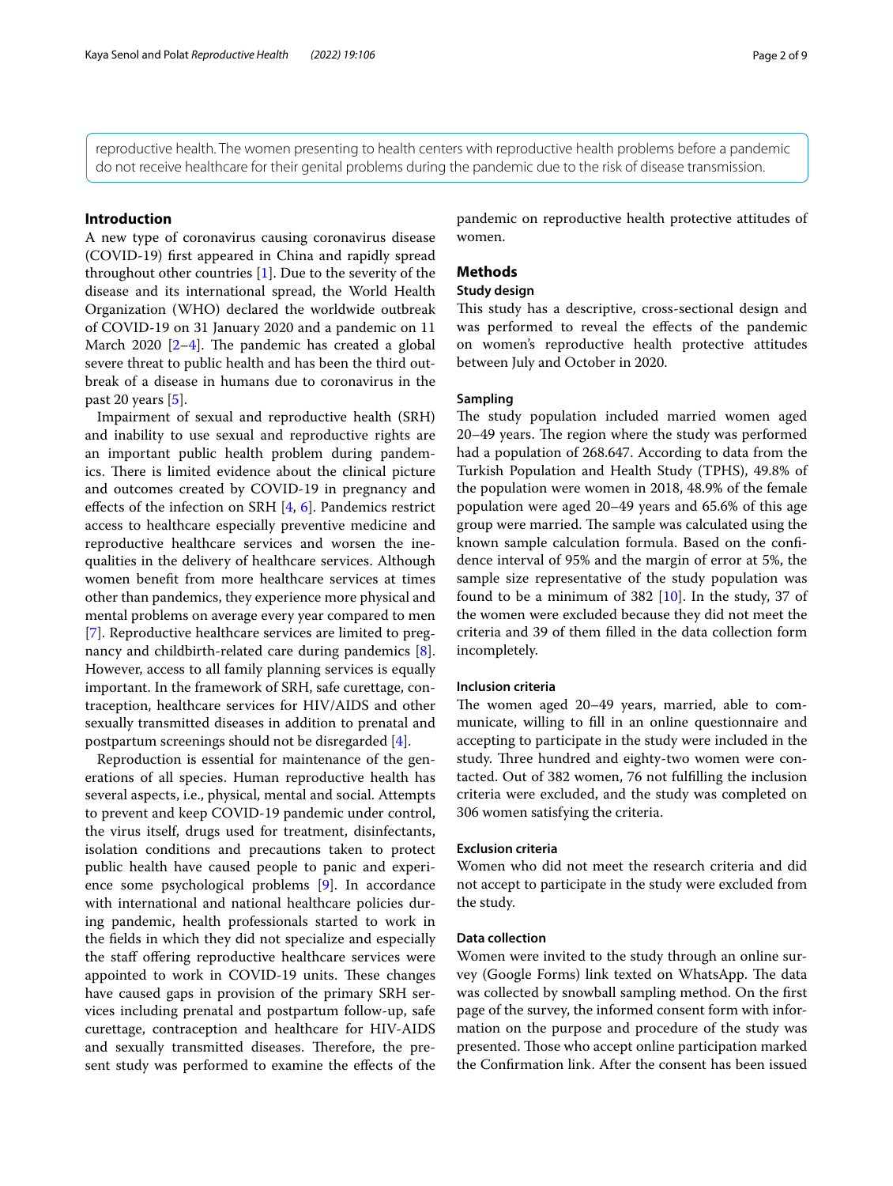reproductive health. The women presenting to health centers with reproductive health problems before a pandemic do not receive healthcare for their genital problems during the pandemic due to the risk of disease transmission.

## Introduction

A new type of coronavirus causing coronavirus disease (COVID-19) first appeared in China and rapidly spread throughout other countries [1]. Due to the severity of the disease and its international spread, the World Health Organization (WHO) declared the worldwide outbreak of COVID-19 on 31 January 2020 and a pandemic on 11 March 2020 [2–4]. The pandemic has created a global severe threat to public health and has been the third outbreak of a disease in humans due to coronavirus in the past 20 years [5].

Impairment of sexual and reproductive health (SRH) and inability to use sexual and reproductive rights are an important public health problem during pandemics. There is limited evidence about the clinical picture and outcomes created by COVID-19 in pregnancy and effects of the infection on SRH [4, 6]. Pandemics restrict access to healthcare especially preventive medicine and reproductive healthcare services and worsen the inequalities in the delivery of healthcare services. Although women benefit from more healthcare services at times other than pandemics, they experience more physical and mental problems on average every year compared to men [7]. Reproductive healthcare services are limited to pregnancy and childbirth-related care during pandemics [8]. However, access to all family planning services is equally important. In the framework of SRH, safe curettage, contraception, healthcare services for HIV/AIDS and other sexually transmitted diseases in addition to prenatal and postpartum screenings should not be disregarded [4].

Reproduction is essential for maintenance of the generations of all species. Human reproductive health has several aspects, i.e., physical, mental and social. Attempts to prevent and keep COVID-19 pandemic under control, the virus itself, drugs used for treatment, disinfectants, isolation conditions and precautions taken to protect public health have caused people to panic and experience some psychological problems [9]. In accordance with international and national healthcare policies during pandemic, health professionals started to work in the fields in which they did not specialize and especially the staff offering reproductive healthcare services were appointed to work in COVID-19 units. These changes have caused gaps in provision of the primary SRH services including prenatal and postpartum follow-up, safe curettage, contraception and healthcare for HIV-AIDS and sexually transmitted diseases. Therefore, the present study was performed to examine the effects of the pandemic on reproductive health protective attitudes of women.

## Methods

### Study design

This study has a descriptive, cross-sectional design and was performed to reveal the effects of the pandemic on women's reproductive health protective attitudes between July and October in 2020.

### Sampling

The study population included married women aged 20–49 years. The region where the study was performed had a population of 268.647. According to data from the Turkish Population and Health Study (TPHS), 49.8% of the population were women in 2018, 48.9% of the female population were aged 20–49 years and 65.6% of this age group were married. The sample was calculated using the known sample calculation formula. Based on the confidence interval of 95% and the margin of error at 5%, the sample size representative of the study population was found to be a minimum of 382 [10]. In the study, 37 of the women were excluded because they did not meet the criteria and 39 of them filled in the data collection form incompletely.

### Inclusion criteria

The women aged 20–49 years, married, able to communicate, willing to fill in an online questionnaire and accepting to participate in the study were included in the study. Three hundred and eighty-two women were contacted. Out of 382 women, 76 not fulfilling the inclusion criteria were excluded, and the study was completed on 306 women satisfying the criteria.

### Exclusion criteria

Women who did not meet the research criteria and did not accept to participate in the study were excluded from the study.

### Data collection

Women were invited to the study through an online survey (Google Forms) link texted on WhatsApp. The data was collected by snowball sampling method. On the first page of the survey, the informed consent form with information on the purpose and procedure of the study was presented. Those who accept online participation marked the Confirmation link. After the consent has been issued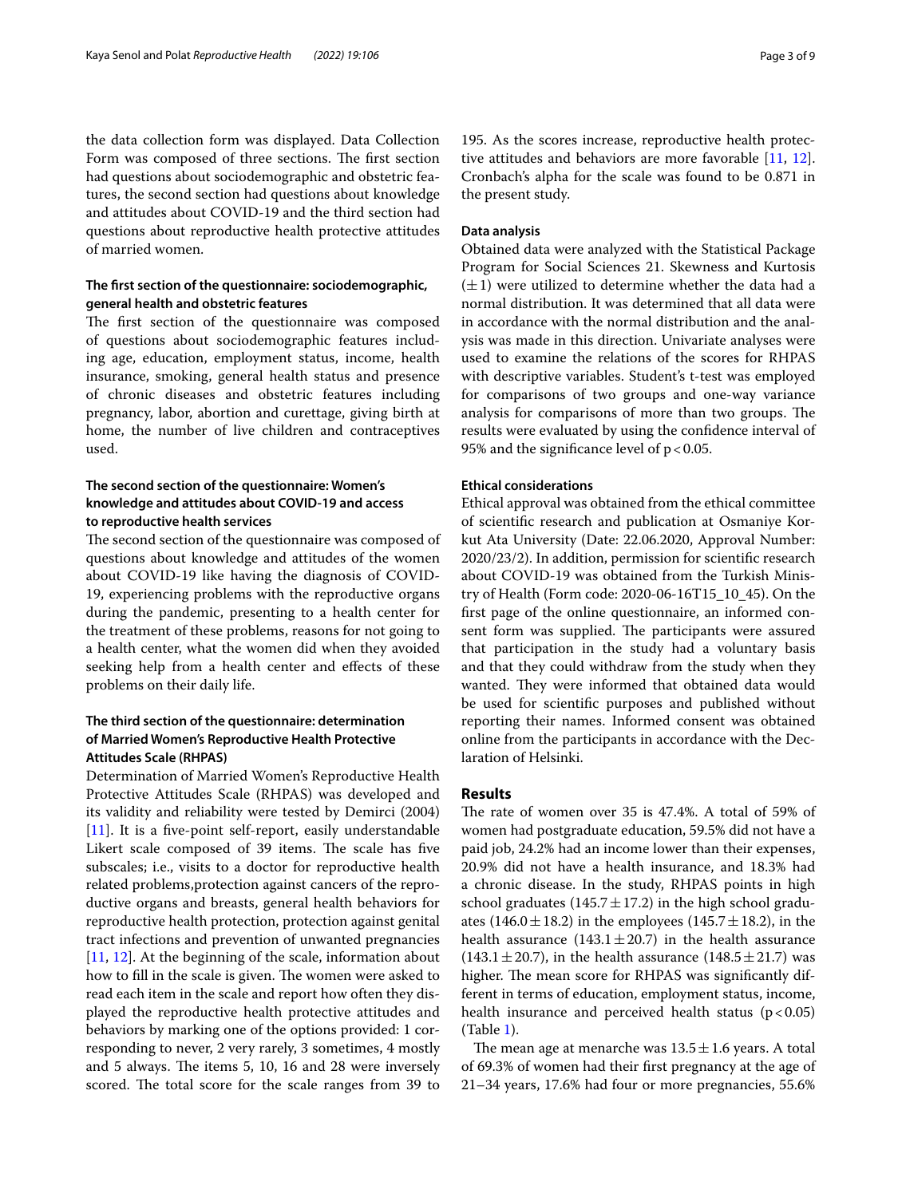the data collection form was displayed. Data Collection Form was composed of three sections. The first section had questions about sociodemographic and obstetric features, the second section had questions about knowledge and attitudes about COVID-19 and the third section had questions about reproductive health protective attitudes of married women.

### The first section of the questionnaire: sociodemographic, general health and obstetric features

The first section of the questionnaire was composed of questions about sociodemographic features including age, education, employment status, income, health insurance, smoking, general health status and presence of chronic diseases and obstetric features including pregnancy, labor, abortion and curettage, giving birth at home, the number of live children and contraceptives used.

### The second section of the questionnaire: Women's knowledge and attitudes about COVID-19 and access to reproductive health services

The second section of the questionnaire was composed of questions about knowledge and attitudes of the women about COVID-19 like having the diagnosis of COVID-19, experiencing problems with the reproductive organs during the pandemic, presenting to a health center for the treatment of these problems, reasons for not going to a health center, what the women did when they avoided seeking help from a health center and effects of these problems on their daily life.

### The third section of the questionnaire: determination of Married Women's Reproductive Health Protective Attitudes Scale (RHPAS)

Determination of Married Women's Reproductive Health Protective Attitudes Scale (RHPAS) was developed and its validity and reliability were tested by Demirci (2004) [11]. It is a five-point self-report, easily understandable Likert scale composed of 39 items. The scale has five subscales; i.e., visits to a doctor for reproductive health related problems,protection against cancers of the reproductive organs and breasts, general health behaviors for reproductive health protection, protection against genital tract infections and prevention of unwanted pregnancies [11, 12]. At the beginning of the scale, information about how to fill in the scale is given. The women were asked to read each item in the scale and report how often they displayed the reproductive health protective attitudes and behaviors by marking one of the options provided: 1 corresponding to never, 2 very rarely, 3 sometimes, 4 mostly and 5 always. The items 5, 10, 16 and 28 were inversely scored. The total score for the scale ranges from 39 to 195. As the scores increase, reproductive health protective attitudes and behaviors are more favorable [11, 12]. Cronbach's alpha for the scale was found to be 0.871 in the present study.

### Data analysis

Obtained data were analyzed with the Statistical Package Program for Social Sciences 21. Skewness and Kurtosis ($\pm 1$) were utilized to determine whether the data had a normal distribution. It was determined that all data were in accordance with the normal distribution and the analysis was made in this direction. Univariate analyses were used to examine the relations of the scores for RHPAS with descriptive variables. Student's t-test was employed for comparisons of two groups and one-way variance analysis for comparisons of more than two groups. The results were evaluated by using the confidence interval of 95% and the significance level of $p < 0.05$.

### Ethical considerations

Ethical approval was obtained from the ethical committee of scientific research and publication at Osmaniye Korkut Ata University (Date: 22.06.2020, Approval Number: 2020/23/2). In addition, permission for scientific research about COVID-19 was obtained from the Turkish Ministry of Health (Form code: 2020-06-16T15_10_45). On the first page of the online questionnaire, an informed consent form was supplied. The participants were assured that participation in the study had a voluntary basis and that they could withdraw from the study when they wanted. They were informed that obtained data would be used for scientific purposes and published without reporting their names. Informed consent was obtained online from the participants in accordance with the Declaration of Helsinki.

## Results

The rate of women over 35 is 47.4%. A total of 59% of women had postgraduate education, 59.5% did not have a paid job, 24.2% had an income lower than their expenses, 20.9% did not have a health insurance, and 18.3% had a chronic disease. In the study, RHPAS points in high school graduates ($145.7 \pm 17.2$) in the high school graduates ($146.0 \pm 18.2$) in the employees ($145.7 \pm 18.2$), in the health assurance ($143.1 \pm 20.7$) in the health assurance ($143.1 \pm 20.7$), in the health assurance ($148.5 \pm 21.7$) was higher. The mean score for RHPAS was significantly different in terms of education, employment status, income, health insurance and perceived health status ($p < 0.05$) (Table 1).

The mean age at menarche was $13.5 \pm 1.6$ years. A total of 69.3% of women had their first pregnancy at the age of 21–34 years, 17.6% had four or more pregnancies, 55.6%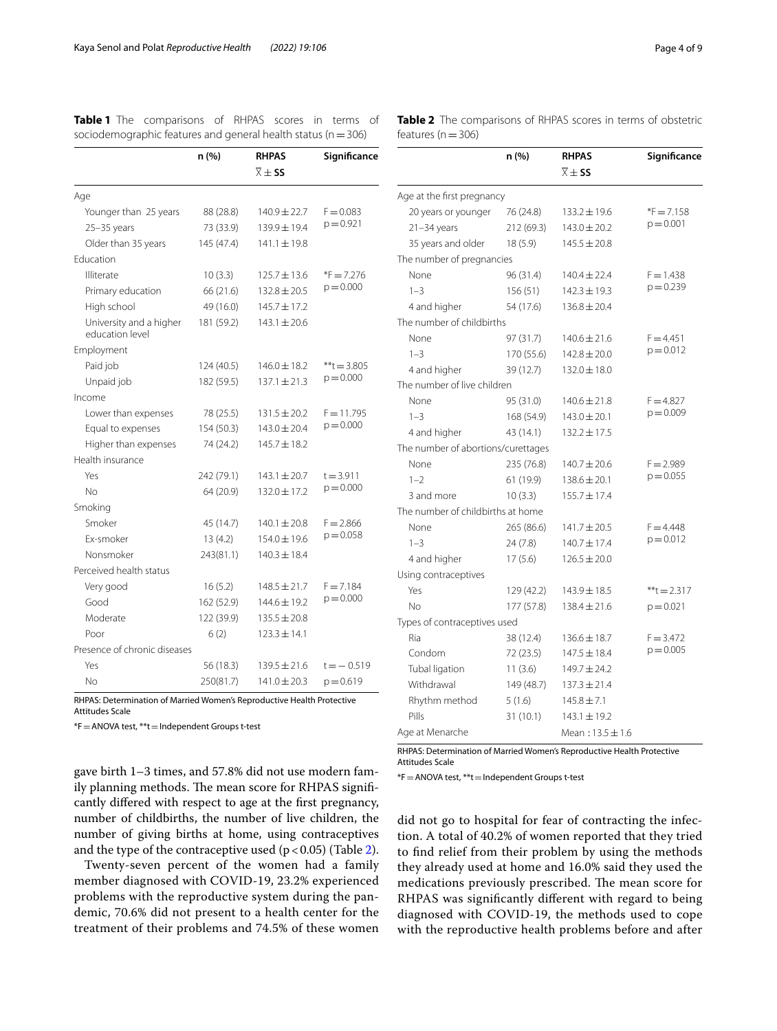**Table 1** The comparisons of RHPAS scores in terms of sociodemographic features and general health status (n = 306)

| | n (%) | RHPAS $\overline{X} \pm$ SS | Significance |
|---|---|---|---|
| Age | | | |
| Younger than 25 years | 88 (28.8) | 140.9 ± 22.7 | F = 0.083 p = 0.921 |
| 25–35 years | 73 (33.9) | 139.9 ± 19.4 | |
| Older than 35 years | 145 (47.4) | 141.1 ± 19.8 | |
| Education | | | |
| Illiterate | 10 (3.3) | 125.7 ± 13.6 | *F = 7.276 p = 0.000 |
| Primary education | 66 (21.6) | 132.8 ± 20.5 | |
| High school | 49 (16.0) | 145.7 ± 17.2 | |
| University and a higher education level | 181 (59.2) | 143.1 ± 20.6 | |
| Employment | | | |
| Paid job | 124 (40.5) | 146.0 ± 18.2 | **t = 3.805 p = 0.000 |
| Unpaid job | 182 (59.5) | 137.1 ± 21.3 | |
| Income | | | |
| Lower than expenses | 78 (25.5) | 131.5 ± 20.2 | F = 11.795 p = 0.000 |
| Equal to expenses | 154 (50.3) | 143.0 ± 20.4 | |
| Higher than expenses | 74 (24.2) | 145.7 ± 18.2 | |
| Health insurance | | | |
| Yes | 242 (79.1) | 143.1 ± 20.7 | t = 3.911 p = 0.000 |
| No | 64 (20.9) | 132.0 ± 17.2 | |
| Smoking | | | |
| Smoker | 45 (14.7) | 140.1 ± 20.8 | F = 2.866 p = 0.058 |
| Ex-smoker | 13 (4.2) | 154.0 ± 19.6 | |
| Nonsmoker | 243(81.1) | 140.3 ± 18.4 | |
| Perceived health status | | | |
| Very good | 16 (5.2) | 148.5 ± 21.7 | F = 7.184 p = 0.000 |
| Good | 162 (52.9) | 144.6 ± 19.2 | |
| Moderate | 122 (39.9) | 135.5 ± 20.8 | |
| Poor | 6 (2) | 123.3 ± 14.1 | |
| Presence of chronic diseases | | | |
| Yes | 56 (18.3) | 139.5 ± 21.6 | t = − 0.519 p = 0.619 |
| No | 250(81.7) | 141.0 ± 20.3 | |

RHPAS: Determination of Married Women's Reproductive Health Protective Attitudes Scale

*F = ANOVA test, **t = Independent Groups t-test

gave birth 1–3 times, and 57.8% did not use modern family planning methods. The mean score for RHPAS significantly differed with respect to age at the first pregnancy, number of childbirths, the number of live children, the number of giving births at home, using contraceptives and the type of the contraceptive used ($p < 0.05$) (Table 2).

Twenty-seven percent of the women had a family member diagnosed with COVID-19, 23.2% experienced problems with the reproductive system during the pandemic, 70.6% did not present to a health center for the treatment of their problems and 74.5% of these women did not go to hospital for fear of contracting the infection. A total of 40.2% of women reported that they tried to find relief from their problem by using the methods they already used at home and 16.0% said they used the medications previously prescribed. The mean score for RHPAS was significantly different with regard to being diagnosed with COVID-19, the methods used to cope with the reproductive health problems before and after

**Table 2** The comparisons of RHPAS scores in terms of obstetric features (n = 306)

| | n (%) | RHPAS $\overline{X} \pm$ SS | Significance |
|---|---|---|---|
| Age at the first pregnancy | | | |
| 20 years or younger | 76 (24.8) | 133.2 ± 19.6 | *F = 7.158 p = 0.001 |
| 21–34 years | 212 (69.3) | 143.0 ± 20.2 | |
| 35 years and older | 18 (5.9) | 145.5 ± 20.8 | |
| The number of pregnancies | | | |
| None | 96 (31.4) | 140.4 ± 22.4 | F = 1.438 p = 0.239 |
| 1–3 | 156 (51) | 142.3 ± 19.3 | |
| 4 and higher | 54 (17.6) | 136.8 ± 20.4 | |
| The number of childbirths | | | |
| None | 97 (31.7) | 140.6 ± 21.6 | F = 4.451 p = 0.012 |
| 1–3 | 170 (55.6) | 142.8 ± 20.0 | |
| 4 and higher | 39 (12.7) | 132.0 ± 18.0 | |
| The number of live children | | | |
| None | 95 (31.0) | 140.6 ± 21.8 | F = 4.827 p = 0.009 |
| 1–3 | 168 (54.9) | 143.0 ± 20.1 | |
| 4 and higher | 43 (14.1) | 132.2 ± 17.5 | |
| The number of abortions/curettages | | | |
| None | 235 (76.8) | 140.7 ± 20.6 | F = 2.989 p = 0.055 |
| 1–2 | 61 (19.9) | 138.6 ± 20.1 | |
| 3 and more | 10 (3.3) | 155.7 ± 17.4 | |
| The number of childbirths at home | | | |
| None | 265 (86.6) | 141.7 ± 20.5 | F = 4.448 p = 0.012 |
| 1–3 | 24 (7.8) | 140.7 ± 17.4 | |
| 4 and higher | 17 (5.6) | 126.5 ± 20.0 | |
| Using contraceptives | | | |
| Yes | 129 (42.2) | 143.9 ± 18.5 | **t = 2.317 |
| No | 177 (57.8) | 138.4 ± 21.6 | p = 0.021 |
| Types of contraceptives used | | | |
| Ria | 38 (12.4) | 136.6 ± 18.7 | F = 3.472 p = 0.005 |
| Condom | 72 (23.5) | 147.5 ± 18.4 | |
| Tubal ligation | 11 (3.6) | 149.7 ± 24.2 | |
| Withdrawal | 149 (48.7) | 137.3 ± 21.4 | |
| Rhythm method | 5 (1.6) | 145.8 ± 7.1 | |
| Pills | 31 (10.1) | 143.1 ± 19.2 | |
| Age at Menarche | | Mean : 13.5 ± 1.6 | |

RHPAS: Determination of Married Women's Reproductive Health Protective Attitudes Scale

*F = ANOVA test, **t = Independent Groups t-test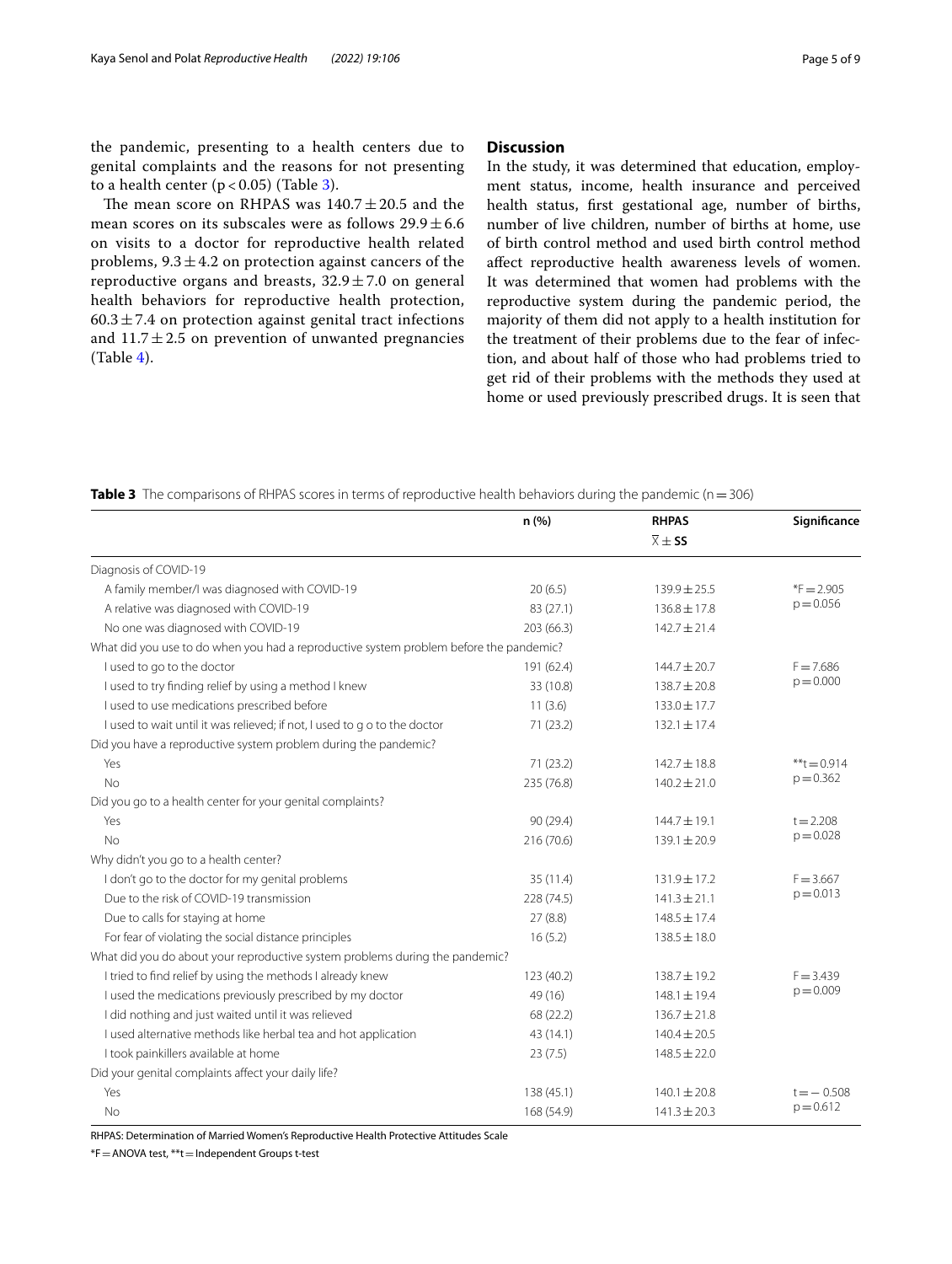the pandemic, presenting to a health centers due to genital complaints and the reasons for not presenting to a health center ($p < 0.05$) (Table 3).

The mean score on RHPAS was $140.7 \pm 20.5$ and the mean scores on its subscales were as follows $29.9 \pm 6.6$ on visits to a doctor for reproductive health related problems, $9.3 \pm 4.2$ on protection against cancers of the reproductive organs and breasts, $32.9 \pm 7.0$ on general health behaviors for reproductive health protection, $60.3 \pm 7.4$ on protection against genital tract infections and $11.7 \pm 2.5$ on prevention of unwanted pregnancies (Table 4).

## Discussion

In the study, it was determined that education, employment status, income, health insurance and perceived health status, first gestational age, number of births, number of live children, number of births at home, use of birth control method and used birth control method affect reproductive health awareness levels of women. It was determined that women had problems with the reproductive system during the pandemic period, the majority of them did not apply to a health institution for the treatment of their problems due to the fear of infection, and about half of those who had problems tried to get rid of their problems with the methods they used at home or used previously prescribed drugs. It is seen that

**Table 3** The comparisons of RHPAS scores in terms of reproductive health behaviors during the pandemic (n = 306)

| | n (%) | RHPAS $\overline{X} \pm$ SS | Significance |
|---|---|---|---|
| Diagnosis of COVID-19 | | | |
| A family member/I was diagnosed with COVID-19 | 20 (6.5) | 139.9 ± 25.5 | *F = 2.905 p = 0.056 |
| A relative was diagnosed with COVID-19 | 83 (27.1) | 136.8 ± 17.8 | |
| No one was diagnosed with COVID-19 | 203 (66.3) | 142.7 ± 21.4 | |
| What did you use to do when you had a reproductive system problem before the pandemic? | | | |
| I used to go to the doctor | 191 (62.4) | 144.7 ± 20.7 | F = 7.686 p = 0.000 |
| I used to try finding relief by using a method I knew | 33 (10.8) | 138.7 ± 20.8 | |
| I used to use medications prescribed before | 11 (3.6) | 133.0 ± 17.7 | |
| I used to wait until it was relieved; if not, I used to g o to the doctor | 71 (23.2) | 132.1 ± 17.4 | |
| Did you have a reproductive system problem during the pandemic? | | | |
| Yes | 71 (23.2) | 142.7 ± 18.8 | **t = 0.914 p = 0.362 |
| No | 235 (76.8) | 140.2 ± 21.0 | |
| Did you go to a health center for your genital complaints? | | | |
| Yes | 90 (29.4) | 144.7 ± 19.1 | t = 2.208 p = 0.028 |
| No | 216 (70.6) | 139.1 ± 20.9 | |
| Why didn't you go to a health center? | | | |
| I don't go to the doctor for my genital problems | 35 (11.4) | 131.9 ± 17.2 | F = 3.667 p = 0.013 |
| Due to the risk of COVID-19 transmission | 228 (74.5) | 141.3 ± 21.1 | |
| Due to calls for staying at home | 27 (8.8) | 148.5 ± 17.4 | |
| For fear of violating the social distance principles | 16 (5.2) | 138.5 ± 18.0 | |
| What did you do about your reproductive system problems during the pandemic? | | | |
| I tried to find relief by using the methods I already knew | 123 (40.2) | 138.7 ± 19.2 | F = 3.439 p = 0.009 |
| I used the medications previously prescribed by my doctor | 49 (16) | 148.1 ± 19.4 | |
| I did nothing and just waited until it was relieved | 68 (22.2) | 136.7 ± 21.8 | |
| I used alternative methods like herbal tea and hot application | 43 (14.1) | 140.4 ± 20.5 | |
| I took painkillers available at home | 23 (7.5) | 148.5 ± 22.0 | |
| Did your genital complaints affect your daily life? | | | |
| Yes | 138 (45.1) | 140.1 ± 20.8 | t = − 0.508 p = 0.612 |
| No | 168 (54.9) | 141.3 ± 20.3 | |

RHPAS: Determination of Married Women's Reproductive Health Protective Attitudes Scale

*F = ANOVA test, **t = Independent Groups t-test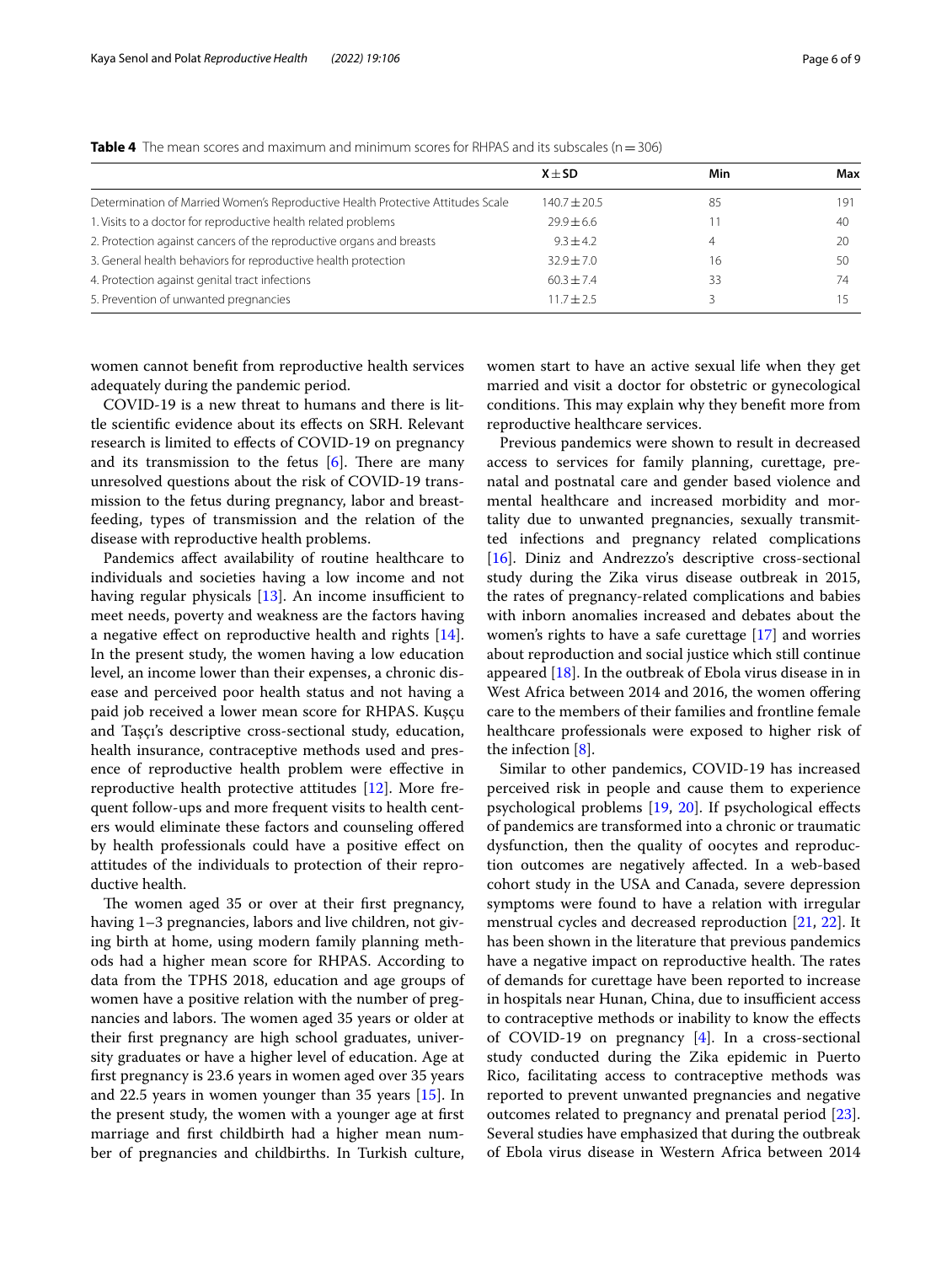**Table 4** The mean scores and maximum and minimum scores for RHPAS and its subscales (n = 306)

| | X ± SD | Min | Max |
|---|---|---|---|
| Determination of Married Women's Reproductive Health Protective Attitudes Scale | 140.7 ± 20.5 | 85 | 191 |
| 1. Visits to a doctor for reproductive health related problems | 29.9 ± 6.6 | 11 | 40 |
| 2. Protection against cancers of the reproductive organs and breasts | 9.3 ± 4.2 | 4 | 20 |
| 3. General health behaviors for reproductive health protection | 32.9 ± 7.0 | 16 | 50 |
| 4. Protection against genital tract infections | 60.3 ± 7.4 | 33 | 74 |
| 5. Prevention of unwanted pregnancies | 11.7 ± 2.5 | 3 | 15 |

women cannot benefit from reproductive health services adequately during the pandemic period.

COVID-19 is a new threat to humans and there is little scientific evidence about its effects on SRH. Relevant research is limited to effects of COVID-19 on pregnancy and its transmission to the fetus [6]. There are many unresolved questions about the risk of COVID-19 transmission to the fetus during pregnancy, labor and breastfeeding, types of transmission and the relation of the disease with reproductive health problems.

Pandemics affect availability of routine healthcare to individuals and societies having a low income and not having regular physicals [13]. An income insufficient to meet needs, poverty and weakness are the factors having a negative effect on reproductive health and rights [14]. In the present study, the women having a low education level, an income lower than their expenses, a chronic disease and perceived poor health status and not having a paid job received a lower mean score for RHPAS. Kuşçu and Taşçı's descriptive cross-sectional study, education, health insurance, contraceptive methods used and presence of reproductive health problem were effective in reproductive health protective attitudes [12]. More frequent follow-ups and more frequent visits to health centers would eliminate these factors and counseling offered by health professionals could have a positive effect on attitudes of the individuals to protection of their reproductive health.

The women aged 35 or over at their first pregnancy, having 1–3 pregnancies, labors and live children, not giving birth at home, using modern family planning methods had a higher mean score for RHPAS. According to data from the TPHS 2018, education and age groups of women have a positive relation with the number of pregnancies and labors. The women aged 35 years or older at their first pregnancy are high school graduates, university graduates or have a higher level of education. Age at first pregnancy is 23.6 years in women aged over 35 years and 22.5 years in women younger than 35 years [15]. In the present study, the women with a younger age at first marriage and first childbirth had a higher mean number of pregnancies and childbirths. In Turkish culture, women start to have an active sexual life when they get married and visit a doctor for obstetric or gynecological conditions. This may explain why they benefit more from reproductive healthcare services.

Previous pandemics were shown to result in decreased access to services for family planning, curettage, prenatal and postnatal care and gender based violence and mental healthcare and increased morbidity and mortality due to unwanted pregnancies, sexually transmitted infections and pregnancy related complications [16]. Diniz and Andrezzo's descriptive cross-sectional study during the Zika virus disease outbreak in 2015, the rates of pregnancy-related complications and babies with inborn anomalies increased and debates about the women's rights to have a safe curettage [17] and worries about reproduction and social justice which still continue appeared [18]. In the outbreak of Ebola virus disease in in West Africa between 2014 and 2016, the women offering care to the members of their families and frontline female healthcare professionals were exposed to higher risk of the infection [8].

Similar to other pandemics, COVID-19 has increased perceived risk in people and cause them to experience psychological problems [19, 20]. If psychological effects of pandemics are transformed into a chronic or traumatic dysfunction, then the quality of oocytes and reproduction outcomes are negatively affected. In a web-based cohort study in the USA and Canada, severe depression symptoms were found to have a relation with irregular menstrual cycles and decreased reproduction [21, 22]. It has been shown in the literature that previous pandemics have a negative impact on reproductive health. The rates of demands for curettage have been reported to increase in hospitals near Hunan, China, due to insufficient access to contraceptive methods or inability to know the effects of COVID-19 on pregnancy [4]. In a cross-sectional study conducted during the Zika epidemic in Puerto Rico, facilitating access to contraceptive methods was reported to prevent unwanted pregnancies and negative outcomes related to pregnancy and prenatal period [23]. Several studies have emphasized that during the outbreak of Ebola virus disease in Western Africa between 2014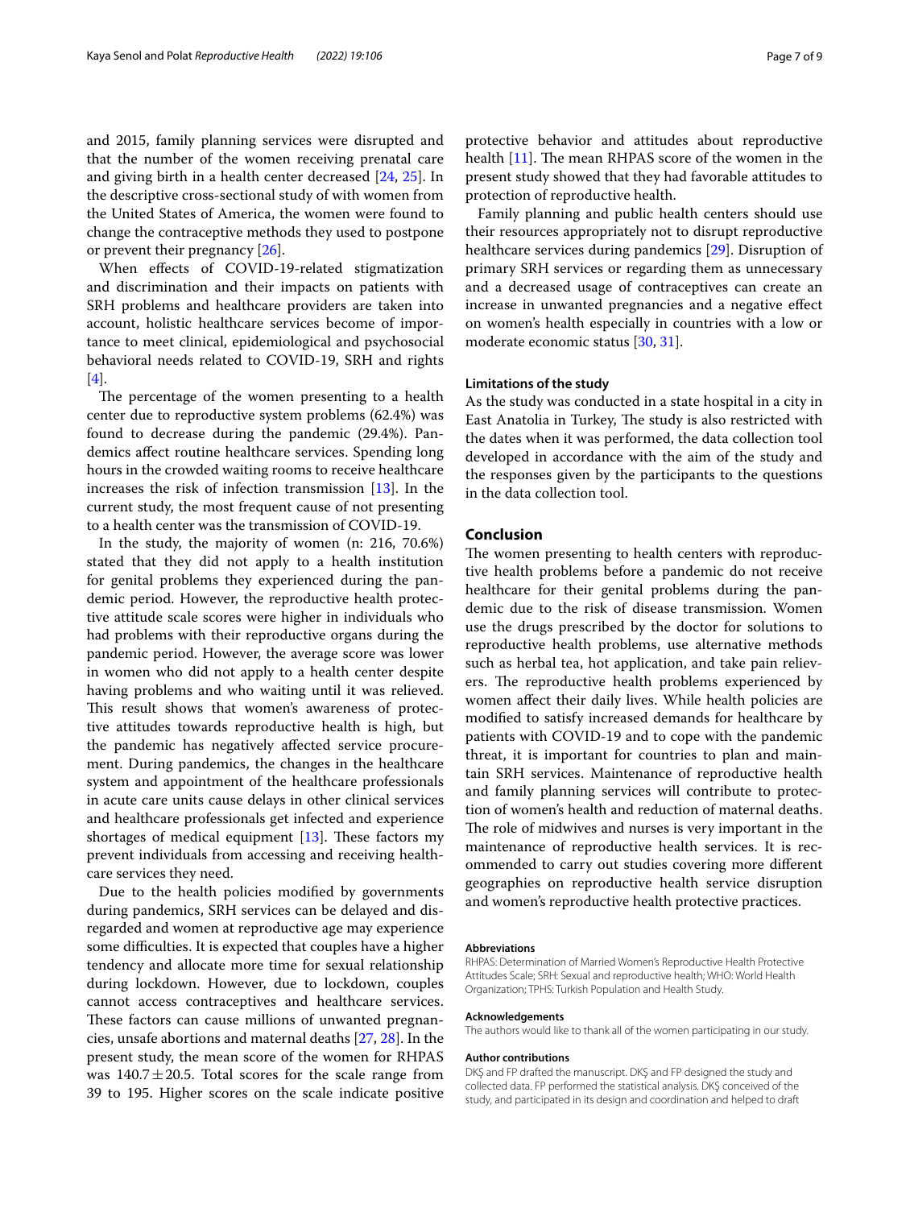and 2015, family planning services were disrupted and that the number of the women receiving prenatal care and giving birth in a health center decreased [24, 25]. In the descriptive cross-sectional study of with women from the United States of America, the women were found to change the contraceptive methods they used to postpone or prevent their pregnancy [26].

When effects of COVID-19-related stigmatization and discrimination and their impacts on patients with SRH problems and healthcare providers are taken into account, holistic healthcare services become of importance to meet clinical, epidemiological and psychosocial behavioral needs related to COVID-19, SRH and rights [4].

The percentage of the women presenting to a health center due to reproductive system problems (62.4%) was found to decrease during the pandemic (29.4%). Pandemics affect routine healthcare services. Spending long hours in the crowded waiting rooms to receive healthcare increases the risk of infection transmission [13]. In the current study, the most frequent cause of not presenting to a health center was the transmission of COVID-19.

In the study, the majority of women (n: 216, 70.6%) stated that they did not apply to a health institution for genital problems they experienced during the pandemic period. However, the reproductive health protective attitude scale scores were higher in individuals who had problems with their reproductive organs during the pandemic period. However, the average score was lower in women who did not apply to a health center despite having problems and who waiting until it was relieved. This result shows that women's awareness of protective attitudes towards reproductive health is high, but the pandemic has negatively affected service procurement. During pandemics, the changes in the healthcare system and appointment of the healthcare professionals in acute care units cause delays in other clinical services and healthcare professionals get infected and experience shortages of medical equipment [13]. These factors my prevent individuals from accessing and receiving healthcare services they need.

Due to the health policies modified by governments during pandemics, SRH services can be delayed and disregarded and women at reproductive age may experience some difficulties. It is expected that couples have a higher tendency and allocate more time for sexual relationship during lockdown. However, due to lockdown, couples cannot access contraceptives and healthcare services. These factors can cause millions of unwanted pregnancies, unsafe abortions and maternal deaths [27, 28]. In the present study, the mean score of the women for RHPAS was $140.7 \pm 20.5$. Total scores for the scale range from 39 to 195. Higher scores on the scale indicate positive protective behavior and attitudes about reproductive health [11]. The mean RHPAS score of the women in the present study showed that they had favorable attitudes to protection of reproductive health.

Family planning and public health centers should use their resources appropriately not to disrupt reproductive healthcare services during pandemics [29]. Disruption of primary SRH services or regarding them as unnecessary and a decreased usage of contraceptives can create an increase in unwanted pregnancies and a negative effect on women's health especially in countries with a low or moderate economic status [30, 31].

### Limitations of the study

As the study was conducted in a state hospital in a city in East Anatolia in Turkey, The study is also restricted with the dates when it was performed, the data collection tool developed in accordance with the aim of the study and the responses given by the participants to the questions in the data collection tool.

## Conclusion

The women presenting to health centers with reproductive health problems before a pandemic do not receive healthcare for their genital problems during the pandemic due to the risk of disease transmission. Women use the drugs prescribed by the doctor for solutions to reproductive health problems, use alternative methods such as herbal tea, hot application, and take pain relievers. The reproductive health problems experienced by women affect their daily lives. While health policies are modified to satisfy increased demands for healthcare by patients with COVID-19 and to cope with the pandemic threat, it is important for countries to plan and maintain SRH services. Maintenance of reproductive health and family planning services will contribute to protection of women's health and reduction of maternal deaths. The role of midwives and nurses is very important in the maintenance of reproductive health services. It is recommended to carry out studies covering more different geographies on reproductive health service disruption and women's reproductive health protective practices.

#### Abbreviations

RHPAS: Determination of Married Women's Reproductive Health Protective Attitudes Scale; SRH: Sexual and reproductive health; WHO: World Health Organization; TPHS: Turkish Population and Health Study.

#### Acknowledgements

The authors would like to thank all of the women participating in our study.

#### Author contributions

DKŞ and FP drafted the manuscript. DKŞ and FP designed the study and collected data. FP performed the statistical analysis. DKŞ conceived of the study, and participated in its design and coordination and helped to draft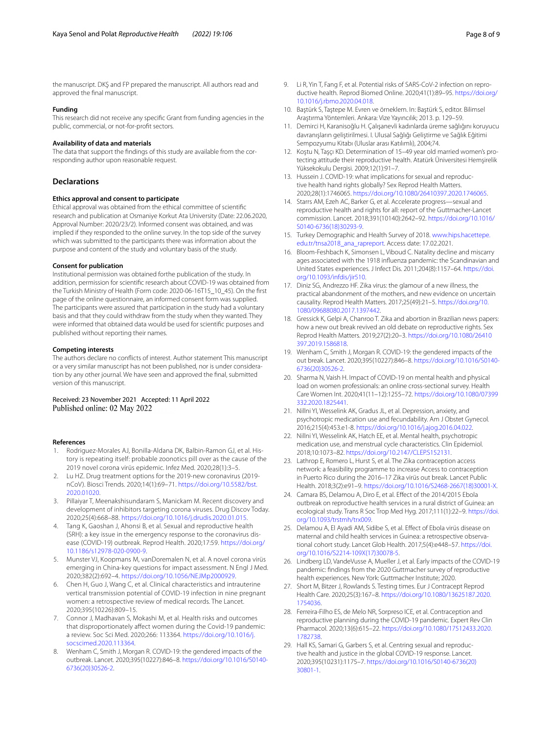the manuscript. DKŞ and FP prepared the manuscript. All authors read and approved the final manuscript.

#### Funding

This research did not receive any specific Grant from funding agencies in the public, commercial, or not-for-profit sectors.

#### Availability of data and materials

The data that support the findings of this study are available from the corresponding author upon reasonable request.

## Declarations

#### Ethics approval and consent to participate

Ethical approval was obtained from the ethical committee of scientific research and publication at Osmaniye Korkut Ata University (Date: 22.06.2020, Approval Number: 2020/23/2). Informed consent was obtained, and was implied if they responded to the online survey. In the top side of the survey which was submitted to the participants there was information about the purpose and content of the study and voluntary basis of the study.

#### Consent for publication

Institutional permission was obtained forthe publication of the study. In addition, permission for scientific research about COVID-19 was obtained from the Turkish Ministry of Health (Form code: 2020-06-16T15_10_45). On the first page of the online questionnaire, an informed consent form was supplied. The participants were assured that participation in the study had a voluntary basis and that they could withdraw from the study when they wanted. They were informed that obtained data would be used for scientific purposes and published without reporting their names.

#### Competing interests

The authors declare no conflicts of interest. Author statement This manuscript or a very similar manuscript has not been published, nor is under consideration by any other journal. We have seen and approved the final, submitted version of this manuscript.

Received: 23 November 2021 Accepted: 11 April 2022
Published online: 02 May 2022

#### References

1. Rodriguez-Morales AJ, Bonilla-Aldana DK, Balbin-Ramon GJ, et al. History is repeating itself: probable zoonotics pill over as the cause of the 2019 novel corona virüs epidemic. Infez Med. 2020;28(1):3–5.
2. Lu HZ. Drug treatment options for the 2019-new coronavirus (2019-nCoV). Biosci Trends. 2020;14(1):69–71. https://doi.org/10.5582/bst.2020.01020.
3. Pillaiyar T, Meenakshisundaram S, Manickam M. Recent discovery and development of inhibitors targeting corona viruses. Drug Discov Today. 2020;25(4):668–88. https://doi.org/10.1016/j.drudis.2020.01.015.
4. Tang K, Gaoshan J, Ahonsi B, et al. Sexual and reproductive health (SRH): a key issue in the emergency response to the coronavirus disease (COVID-19) outbreak. Reprod Health. 2020;17:59. https://doi.org/10.1186/s12978-020-0900-9.
5. Munster VJ, Koopmans M, vanDoremalen N, et al. A novel corona virüs emerging in China-key questions for impact assessment. N Engl J Med. 2020;382(2):692–4. https://doi.org/10.1056/NEJMp2000929.
6. Chen H, Guo J, Wang C, et al. Clinical characteristics and intrauterine vertical transmission potential of COVID-19 infection in nine pregnant women: a retrospective review of medical records. The Lancet. 2020;395(10226):809–15.
7. Connor J, Madhavan S, Mokashi M, et al. Health risks and outcomes that disproportionately affect women during the Covid-19 pandemic: a review. Soc Sci Med. 2020;266: 113364. https://doi.org/10.1016/j.socscimed.2020.113364.
8. Wenham C, Smith J, Morgan R. COVID-19: the gendered impacts of the outbreak. Lancet. 2020;395(10227):846–8. https://doi.org/10.1016/S0140-6736(20)30526-2.
9. Li R, Yin T, Fang F, et al. Potential risks of SARS-CoV-2 infection on reproductive health. Reprod Biomed Online. 2020;41(1):89–95. https://doi.org/10.1016/j.rbmo.2020.04.018.
10. Baştürk S, Taştepe M. Evren ve örneklem. In: Baştürk S, editor. Bilimsel Araştırma Yöntemleri. Ankara: Vize Yayıncılık; 2013. p. 129–59.
11. Demirci H, Karanisoğlu H. Çalışanevli kadınlarda üreme sağlığını koruyucu davranışların geliştirilmesi. I. Ulusal Sağlığı Geliştirme ve Sağlık Eğitimi Sempozyumu Kitabı (Uluslar arası Katılımlı), 2004;74.
12. Koştu N, Taşçı KD. Determination of 15–49 year old married women's protecting attitude their reproductive health. Atatürk Üniversitesi Hemşirelik Yüksekokulu Dergisi. 2009;12(1):91–7.
13. Hussein J. COVID-19: what implications for sexual and reproductive health hand rights globally? Sex Reprod Health Matters. 2020;28(1):1746065. https://doi.org/10.1080/26410397.2020.1746065.
14. Starrs AM, Ezeh AC, Barker G, et al. Accelerate progress—sexual and reproductive health and rights for all: report of the Guttmacher-Lancet commission. Lancet. 2018;391(10140):2642–92. https://doi.org/10.1016/S0140-6736(18)30293-9.
15. Turkey Demographic and Health Survey of 2018. www.hips.hacettepe.edu.tr/tnsa2018_ana_rapreport. Access date: 17.02.2021.
16. Bloom-Feshbach K, Simonsen L, Viboud C. Natality decline and miscarry ages associated with the 1918 influenza pandemic: the Scandinavian and United States experiences. J Infect Dis. 2011;204(8):1157–64. https://doi.org/10.1093/infdis/jir510.
17. Diniz SG, Andrezzo HF. Zika virus: the glamour of a new illness, the practical abandonment of the mothers, and new evidence on uncertain causality. Reprod Health Matters. 2017;25(49):21–5. https://doi.org/10.1080/09688080.2017.1397442.
18. Gressick K, Gelpi A, Chanroo T. Zika and abortion in Brazilian news papers: how a new out break revived an old debate on reproductive rights. Sex Reprod Health Matters. 2019;27(2):20–3. https://doi.org/10.1080/26410397.2019.1586818.
19. Wenham C, Smith J, Morgan R. COVID-19: the gendered impacts of the out break. Lancet. 2020;395(10227):846–8. https://doi.org/10.1016/S0140-6736(20)30526-2.
20. Sharma N, Vaish H. Impact of COVID-19 on mental health and physical load on women professionals: an online cross-sectional survey. Health Care Women Int. 2020;41(11–12):1255–72. https://doi.org/10.1080/07399332.2020.1825441.
21. Nillni YI, Wesselink AK, Gradus JL, et al. Depression, anxiety, and psychotropic medication use and fecundability. Am J Obstet Gynecol. 2016;215(4):453.e1-8. https://doi.org/10.1016/j.ajog.2016.04.022.
22. Nillni YI, Wesselink AK, Hatch EE, et al. Mental health, psychotropic medication use, and menstrual cycle characteristics. Clin Epidemiol. 2018;10:1073–82. https://doi.org/10.2147/CLEP.S152131.
23. Lathrop E, Romero L, Hurst S, et al. The Zika contraception access network: a feasibility programme to increase Access to contraception in Puerto Rico during the 2016–17 Zika virüs out break. Lancet Public Health. 2018;3(2):e91–9. https://doi.org/10.1016/S2468-2667(18)30001-X.
24. Camara BS, Delamou A, Diro E, et al. Effect of the 2014/2015 Ebola outbreak on reproductive health services in a rural district of Guinea: an ecological study. Trans R Soc Trop Med Hyg. 2017;111(1):22–9. https://doi.org/10.1093/trstmh/trx009.
25. Delamou A, El Ayadi AM, Sidibe S, et al. Effect of Ebola virüs disease on maternal and child health services in Guinea: a retrospective observational cohort study. Lancet Glob Health. 2017;5(4):e448–57. https://doi.org/10.1016/S2214-109X(17)30078-5.
26. Lindberg LD, VandeVusse A, Mueller J, et al. Early impacts of the COVID-19 pandemic: findings from the 2020 Guttmacher survey of reproductive health experiences. New York: Guttmacher Institute; 2020.
27. Short M, Bitzer J, Rowlands S. Testing times. Eur J Contracept Reprod Health Care. 2020;25(3):167–8. https://doi.org/10.1080/13625187.2020.1754036.
28. Ferreira-Filho ES, de Melo NR, Sorpreso ICE, et al. Contraception and reproductive planning during the COVID-19 pandemic. Expert Rev Clin Pharmacol. 2020;13(6):615–22. https://doi.org/10.1080/17512433.2020.1782738.
29. Hall KS, Samari G, Garbers S, et al. Centring sexual and reproductive health and justice in the global COVID-19 response. Lancet. 2020;395(10231):1175–7. https://doi.org/10.1016/S0140-6736(20)30801-1.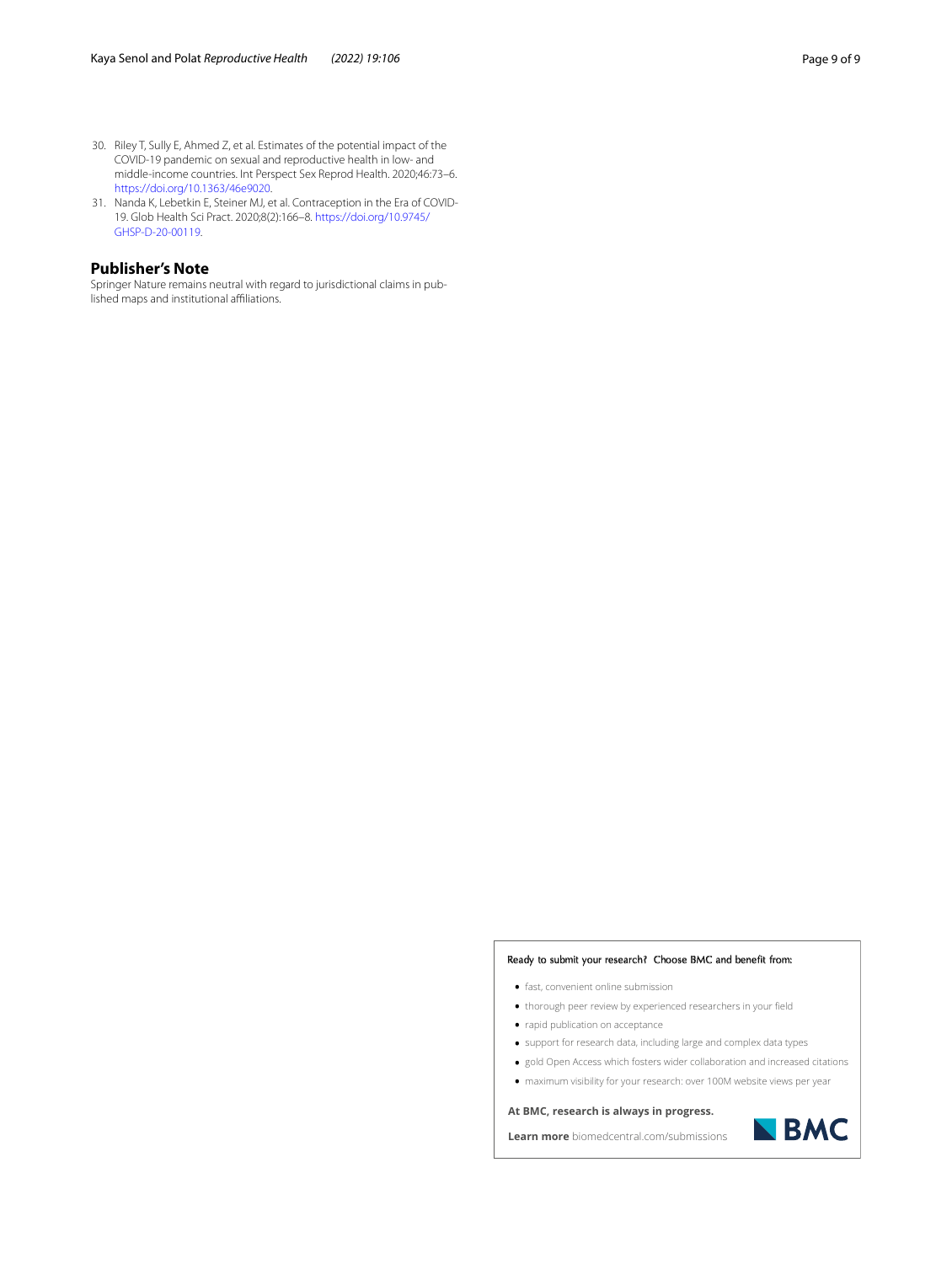30. Riley T, Sully E, Ahmed Z, et al. Estimates of the potential impact of the COVID-19 pandemic on sexual and reproductive health in low- and middle-income countries. Int Perspect Sex Reprod Health. 2020;46:73–6. https://doi.org/10.1363/46e9020.
31. Nanda K, Lebetkin E, Steiner MJ, et al. Contraception in the Era of COVID-19. Glob Health Sci Pract. 2020;8(2):166–8. https://doi.org/10.9745/GHSP-D-20-00119.

## Publisher's Note

Springer Nature remains neutral with regard to jurisdictional claims in published maps and institutional affiliations.

Ready to submit your research? Choose BMC and benefit from:

- fast, convenient online submission
- thorough peer review by experienced researchers in your field
- rapid publication on acceptance
- support for research data, including large and complex data types
- gold Open Access which fosters wider collaboration and increased citations
- maximum visibility for your research: over 100M website views per year

**At BMC, research is always in progress.**

**Learn more** biomedcentral.com/submissions

BMC